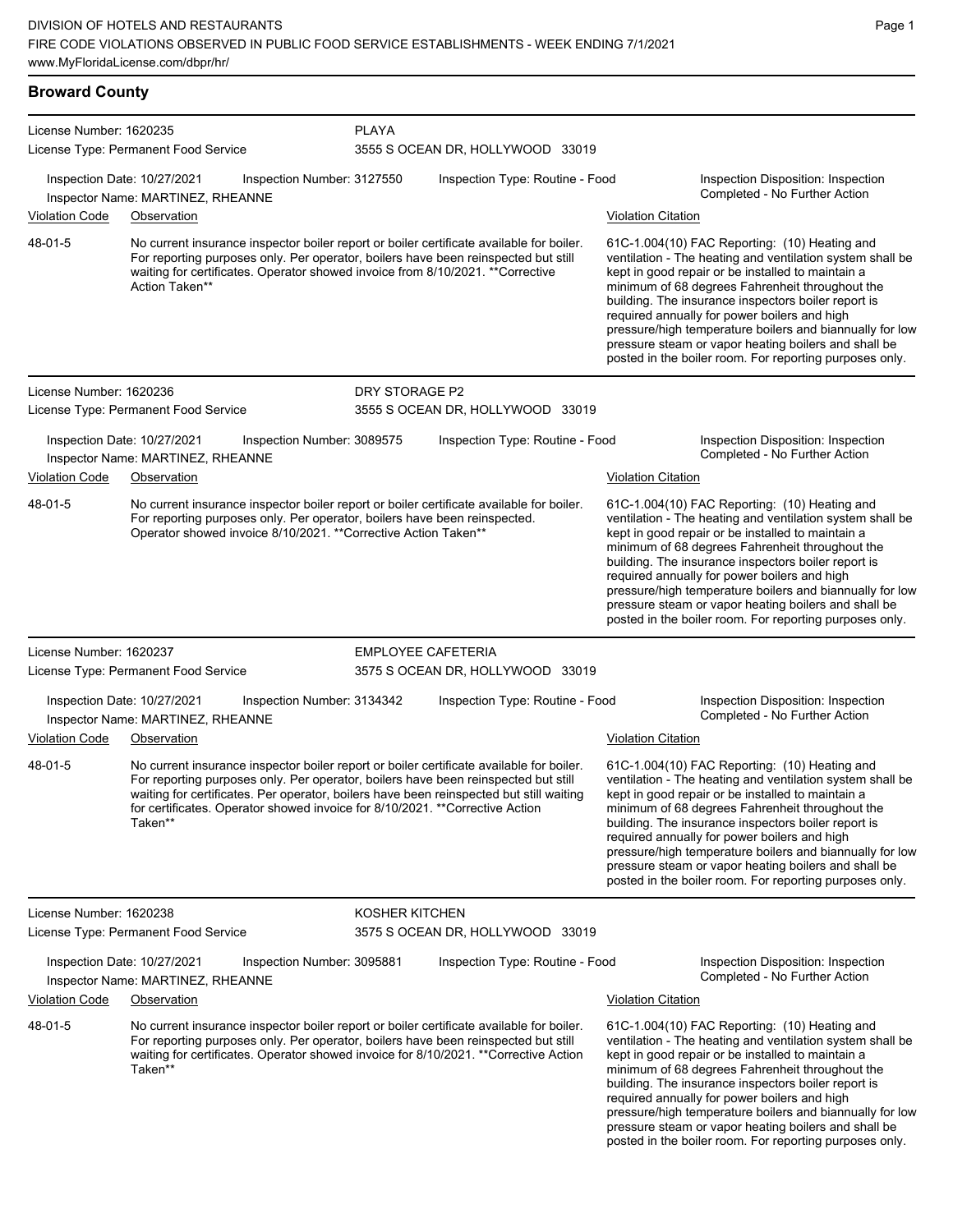DIVISION OF HOTELS AND RESTAURANTS
FIRE CODE VIOLATIONS OBSERVED IN PUBLIC FOOD SERVICE ESTABLISHMENTS - WEEK ENDING 7/1/2021
www.MyFloridaLicense.com/dbpr/hr/

## Broward County

**License Number:** 1620235 — **PLAYA**
**License Type:** Permanent Food Service — 3555 S OCEAN DR, HOLLYWOOD 33019

Inspection Date: 10/27/2021 | Inspection Number: 3127550 | Inspection Type: Routine - Food | Inspection Disposition: Inspection Completed - No Further Action
Inspector Name: MARTINEZ, RHEANNE

| Violation Code | Observation | Violation Citation |
| --- | --- | --- |
| 48-01-5 | No current insurance inspector boiler report or boiler certificate available for boiler. For reporting purposes only. Per operator, boilers have been reinspected but still waiting for certificates. Operator showed invoice from 8/10/2021. **Corrective Action Taken** | 61C-1.004(10) FAC Reporting: (10) Heating and ventilation - The heating and ventilation system shall be kept in good repair or be installed to maintain a minimum of 68 degrees Fahrenheit throughout the building. The insurance inspectors boiler report is required annually for power boilers and high pressure/high temperature boilers and biannually for low pressure steam or vapor heating boilers and shall be posted in the boiler room. For reporting purposes only. |

**License Number:** 1620236 — **DRY STORAGE P2**
**License Type:** Permanent Food Service — 3555 S OCEAN DR, HOLLYWOOD 33019

Inspection Date: 10/27/2021 | Inspection Number: 3089575 | Inspection Type: Routine - Food | Inspection Disposition: Inspection Completed - No Further Action
Inspector Name: MARTINEZ, RHEANNE

| Violation Code | Observation | Violation Citation |
| --- | --- | --- |
| 48-01-5 | No current insurance inspector boiler report or boiler certificate available for boiler. For reporting purposes only. Per operator, boilers have been reinspected. Operator showed invoice 8/10/2021. **Corrective Action Taken** | 61C-1.004(10) FAC Reporting: (10) Heating and ventilation - The heating and ventilation system shall be kept in good repair or be installed to maintain a minimum of 68 degrees Fahrenheit throughout the building. The insurance inspectors boiler report is required annually for power boilers and high pressure/high temperature boilers and biannually for low pressure steam or vapor heating boilers and shall be posted in the boiler room. For reporting purposes only. |

**License Number:** 1620237 — **EMPLOYEE CAFETERIA**
**License Type:** Permanent Food Service — 3575 S OCEAN DR, HOLLYWOOD 33019

Inspection Date: 10/27/2021 | Inspection Number: 3134342 | Inspection Type: Routine - Food | Inspection Disposition: Inspection Completed - No Further Action
Inspector Name: MARTINEZ, RHEANNE

| Violation Code | Observation | Violation Citation |
| --- | --- | --- |
| 48-01-5 | No current insurance inspector boiler report or boiler certificate available for boiler. For reporting purposes only. Per operator, boilers have been reinspected but still waiting for certificates. Per operator, boilers have been reinspected but still waiting for certificates. Operator showed invoice for 8/10/2021. **Corrective Action Taken** | 61C-1.004(10) FAC Reporting: (10) Heating and ventilation - The heating and ventilation system shall be kept in good repair or be installed to maintain a minimum of 68 degrees Fahrenheit throughout the building. The insurance inspectors boiler report is required annually for power boilers and high pressure/high temperature boilers and biannually for low pressure steam or vapor heating boilers and shall be posted in the boiler room. For reporting purposes only. |

**License Number:** 1620238 — **KOSHER KITCHEN**
**License Type:** Permanent Food Service — 3575 S OCEAN DR, HOLLYWOOD 33019

Inspection Date: 10/27/2021 | Inspection Number: 3095881 | Inspection Type: Routine - Food | Inspection Disposition: Inspection Completed - No Further Action
Inspector Name: MARTINEZ, RHEANNE

| Violation Code | Observation | Violation Citation |
| --- | --- | --- |
| 48-01-5 | No current insurance inspector boiler report or boiler certificate available for boiler. For reporting purposes only. Per operator, boilers have been reinspected but still waiting for certificates. Operator showed invoice for 8/10/2021. **Corrective Action Taken** | 61C-1.004(10) FAC Reporting: (10) Heating and ventilation - The heating and ventilation system shall be kept in good repair or be installed to maintain a minimum of 68 degrees Fahrenheit throughout the building. The insurance inspectors boiler report is required annually for power boilers and high pressure/high temperature boilers and biannually for low pressure steam or vapor heating boilers and shall be posted in the boiler room. For reporting purposes only. |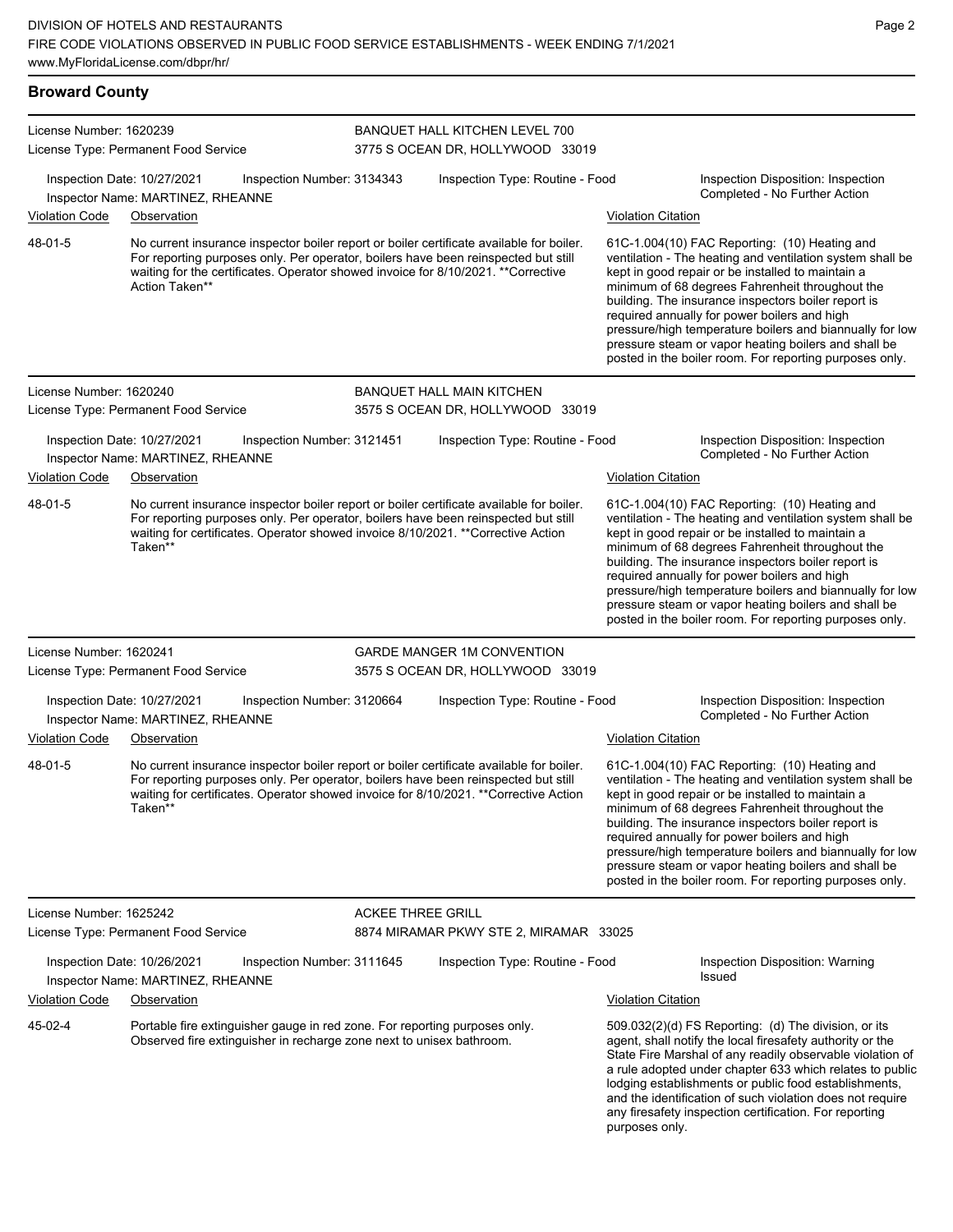## Broward County

**License Number:** 1620239
**License Type:** Permanent Food Service

**BANQUET HALL KITCHEN LEVEL 700**
3775 S OCEAN DR, HOLLYWOOD 33019

Inspection Date: 10/27/2021 | Inspection Number: 3134343 | Inspection Type: Routine - Food | Inspection Disposition: Inspection Completed - No Further Action
Inspector Name: MARTINEZ, RHEANNE

| Violation Code | Observation | Violation Citation |
|---|---|---|
| 48-01-5 | No current insurance inspector boiler report or boiler certificate available for boiler. For reporting purposes only. Per operator, boilers have been reinspected but still waiting for the certificates. Operator showed invoice for 8/10/2021. **Corrective Action Taken** | 61C-1.004(10) FAC Reporting: (10) Heating and ventilation - The heating and ventilation system shall be kept in good repair or be installed to maintain a minimum of 68 degrees Fahrenheit throughout the building. The insurance inspectors boiler report is required annually for power boilers and high pressure/high temperature boilers and biannually for low pressure steam or vapor heating boilers and shall be posted in the boiler room. For reporting purposes only. |

**License Number:** 1620240
**License Type:** Permanent Food Service

**BANQUET HALL MAIN KITCHEN**
3575 S OCEAN DR, HOLLYWOOD 33019

Inspection Date: 10/27/2021 | Inspection Number: 3121451 | Inspection Type: Routine - Food | Inspection Disposition: Inspection Completed - No Further Action
Inspector Name: MARTINEZ, RHEANNE

| Violation Code | Observation | Violation Citation |
|---|---|---|
| 48-01-5 | No current insurance inspector boiler report or boiler certificate available for boiler. For reporting purposes only. Per operator, boilers have been reinspected but still waiting for certificates. Operator showed invoice 8/10/2021. **Corrective Action Taken** | 61C-1.004(10) FAC Reporting: (10) Heating and ventilation - The heating and ventilation system shall be kept in good repair or be installed to maintain a minimum of 68 degrees Fahrenheit throughout the building. The insurance inspectors boiler report is required annually for power boilers and high pressure/high temperature boilers and biannually for low pressure steam or vapor heating boilers and shall be posted in the boiler room. For reporting purposes only. |

**License Number:** 1620241
**License Type:** Permanent Food Service

**GARDE MANGER 1M CONVENTION**
3575 S OCEAN DR, HOLLYWOOD 33019

Inspection Date: 10/27/2021 | Inspection Number: 3120664 | Inspection Type: Routine - Food | Inspection Disposition: Inspection Completed - No Further Action
Inspector Name: MARTINEZ, RHEANNE

| Violation Code | Observation | Violation Citation |
|---|---|---|
| 48-01-5 | No current insurance inspector boiler report or boiler certificate available for boiler. For reporting purposes only. Per operator, boilers have been reinspected but still waiting for certificates. Operator showed invoice for 8/10/2021. **Corrective Action Taken** | 61C-1.004(10) FAC Reporting: (10) Heating and ventilation - The heating and ventilation system shall be kept in good repair or be installed to maintain a minimum of 68 degrees Fahrenheit throughout the building. The insurance inspectors boiler report is required annually for power boilers and high pressure/high temperature boilers and biannually for low pressure steam or vapor heating boilers and shall be posted in the boiler room. For reporting purposes only. |

**License Number:** 1625242
**License Type:** Permanent Food Service

**ACKEE THREE GRILL**
8874 MIRAMAR PKWY STE 2, MIRAMAR 33025

Inspection Date: 10/26/2021 | Inspection Number: 3111645 | Inspection Type: Routine - Food | Inspection Disposition: Warning Issued
Inspector Name: MARTINEZ, RHEANNE

| Violation Code | Observation | Violation Citation |
|---|---|---|
| 45-02-4 | Portable fire extinguisher gauge in red zone. For reporting purposes only. Observed fire extinguisher in recharge zone next to unisex bathroom. | 509.032(2)(d) FS Reporting: (d) The division, or its agent, shall notify the local firesafety authority or the State Fire Marshal of any readily observable violation of a rule adopted under chapter 633 which relates to public lodging establishments or public food establishments, and the identification of such violation does not require any firesafety inspection certification. For reporting purposes only. |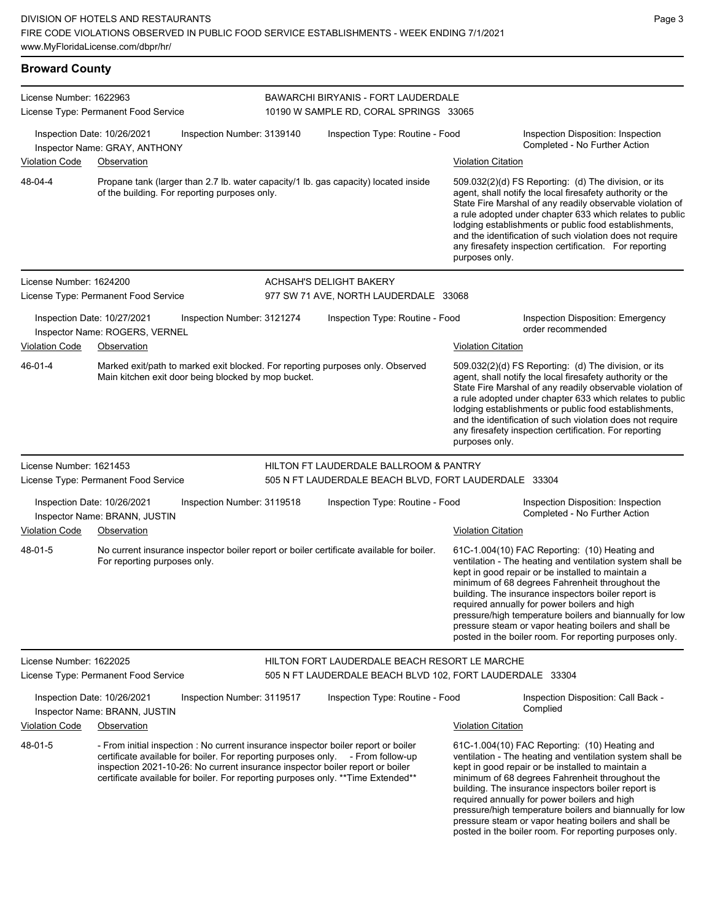## Broward County

**License Number:** 1622963
**License Type:** Permanent Food Service

**BAWARCHI BIRYANIS - FORT LAUDERDALE**
10190 W SAMPLE RD, CORAL SPRINGS 33065

**Inspection Date:** 10/26/2021
**Inspection Number:** 3139140
**Inspection Type:** Routine - Food
**Inspection Disposition:** Inspection Completed - No Further Action
**Inspector Name:** GRAY, ANTHONY

| Violation Code | Observation | Violation Citation |
| --- | --- | --- |
| 48-04-4 | Propane tank (larger than 2.7 lb. water capacity/1 lb. gas capacity) located inside of the building. For reporting purposes only. | 509.032(2)(d) FS Reporting: (d) The division, or its agent, shall notify the local firesafety authority or the State Fire Marshal of any readily observable violation of a rule adopted under chapter 633 which relates to public lodging establishments or public food establishments, and the identification of such violation does not require any firesafety inspection certification. For reporting purposes only. |

---

**License Number:** 1624200
**License Type:** Permanent Food Service

**ACHSAH'S DELIGHT BAKERY**
977 SW 71 AVE, NORTH LAUDERDALE 33068

**Inspection Date:** 10/27/2021
**Inspection Number:** 3121274
**Inspection Type:** Routine - Food
**Inspection Disposition:** Emergency order recommended
**Inspector Name:** ROGERS, VERNEL

| Violation Code | Observation | Violation Citation |
| --- | --- | --- |
| 46-01-4 | Marked exit/path to marked exit blocked. For reporting purposes only. Observed Main kitchen exit door being blocked by mop bucket. | 509.032(2)(d) FS Reporting: (d) The division, or its agent, shall notify the local firesafety authority or the State Fire Marshal of any readily observable violation of a rule adopted under chapter 633 which relates to public lodging establishments or public food establishments, and the identification of such violation does not require any firesafety inspection certification. For reporting purposes only. |

---

**License Number:** 1621453
**License Type:** Permanent Food Service

**HILTON FT LAUDERDALE BALLROOM & PANTRY**
505 N FT LAUDERDALE BEACH BLVD, FORT LAUDERDALE 33304

**Inspection Date:** 10/26/2021
**Inspection Number:** 3119518
**Inspection Type:** Routine - Food
**Inspection Disposition:** Inspection Completed - No Further Action
**Inspector Name:** BRANN, JUSTIN

| Violation Code | Observation | Violation Citation |
| --- | --- | --- |
| 48-01-5 | No current insurance inspector boiler report or boiler certificate available for boiler. For reporting purposes only. | 61C-1.004(10) FAC Reporting: (10) Heating and ventilation - The heating and ventilation system shall be kept in good repair or be installed to maintain a minimum of 68 degrees Fahrenheit throughout the building. The insurance inspectors boiler report is required annually for power boilers and high pressure/high temperature boilers and biannually for low pressure steam or vapor heating boilers and shall be posted in the boiler room. For reporting purposes only. |

---

**License Number:** 1622025
**License Type:** Permanent Food Service

**HILTON FORT LAUDERDALE BEACH RESORT LE MARCHE**
505 N FT LAUDERDALE BEACH BLVD 102, FORT LAUDERDALE 33304

**Inspection Date:** 10/26/2021
**Inspection Number:** 3119517
**Inspection Type:** Routine - Food
**Inspection Disposition:** Call Back - Complied
**Inspector Name:** BRANN, JUSTIN

| Violation Code | Observation | Violation Citation |
| --- | --- | --- |
| 48-01-5 | - From initial inspection : No current insurance inspector boiler report or boiler certificate available for boiler. For reporting purposes only. - From follow-up inspection 2021-10-26: No current insurance inspector boiler report or boiler certificate available for boiler. For reporting purposes only. **Time Extended** | 61C-1.004(10) FAC Reporting: (10) Heating and ventilation - The heating and ventilation system shall be kept in good repair or be installed to maintain a minimum of 68 degrees Fahrenheit throughout the building. The insurance inspectors boiler report is required annually for power boilers and high pressure/high temperature boilers and biannually for low pressure steam or vapor heating boilers and shall be posted in the boiler room. For reporting purposes only. |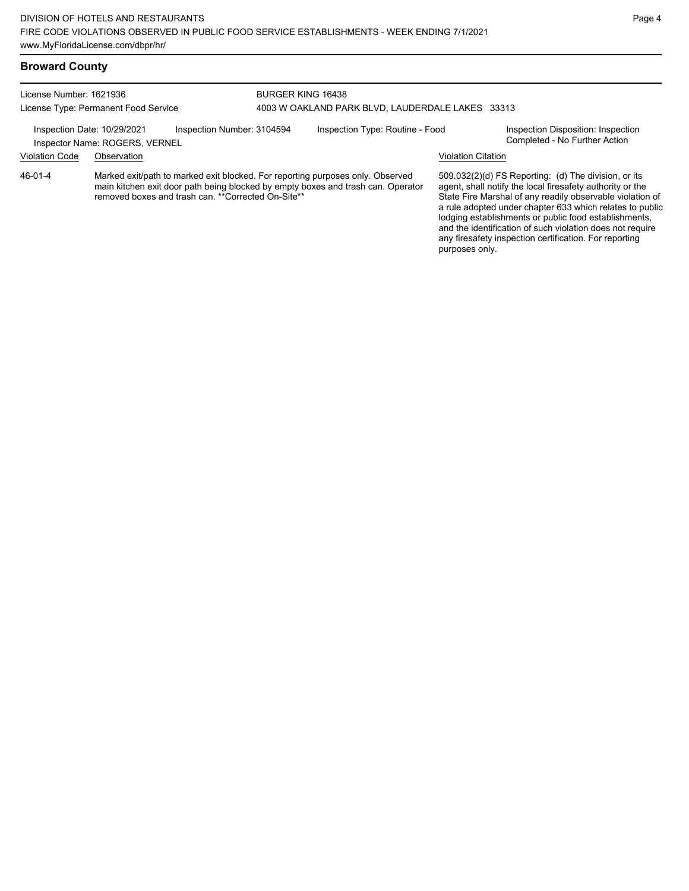## Broward County

License Number: 1621936
License Type: Permanent Food Service

BURGER KING 16438
4003 W OAKLAND PARK BLVD, LAUDERDALE LAKES 33313

Inspection Date: 10/29/2021
Inspector Name: ROGERS, VERNEL
Inspection Number: 3104594
Inspection Type: Routine - Food
Inspection Disposition: Inspection Completed - No Further Action

| Violation Code | Observation | Violation Citation |
| --- | --- | --- |
| 46-01-4 | Marked exit/path to marked exit blocked. For reporting purposes only. Observed main kitchen exit door path being blocked by empty boxes and trash can. Operator removed boxes and trash can. **Corrected On-Site** | 509.032(2)(d) FS Reporting: (d) The division, or its agent, shall notify the local firesafety authority or the State Fire Marshal of any readily observable violation of a rule adopted under chapter 633 which relates to public lodging establishments or public food establishments, and the identification of such violation does not require any firesafety inspection certification. For reporting purposes only. |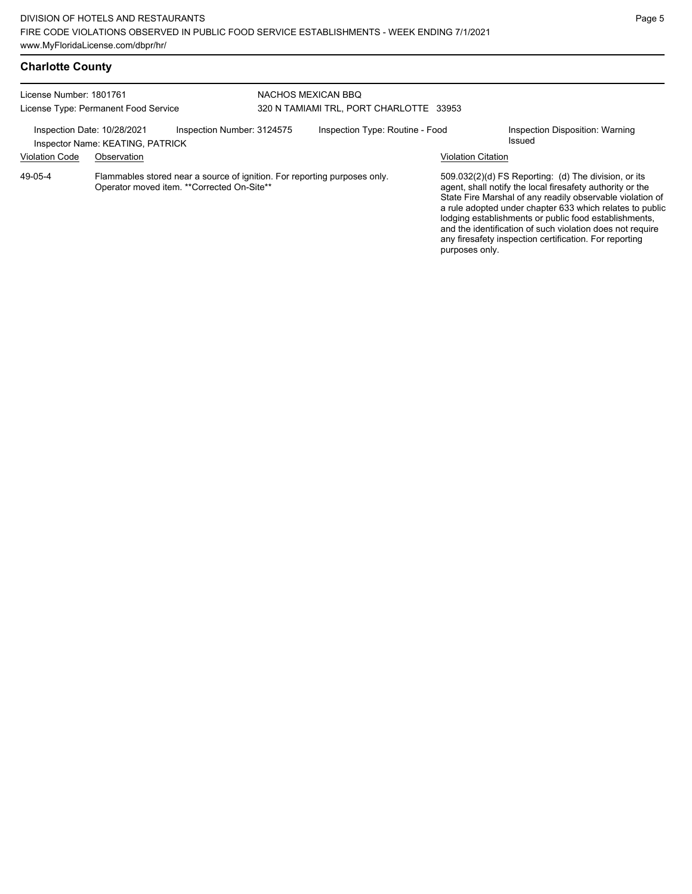## Charlotte County

License Number: 1801761
License Type: Permanent Food Service

NACHOS MEXICAN BBQ
320 N TAMIAMI TRL, PORT CHARLOTTE 33953

Inspection Date: 10/28/2021 Inspection Number: 3124575 Inspection Type: Routine - Food Inspection Disposition: Warning Issued
Inspector Name: KEATING, PATRICK

| Violation Code | Observation | Violation Citation |
|---|---|---|
| 49-05-4 | Flammables stored near a source of ignition. For reporting purposes only. Operator moved item. **Corrected On-Site** | 509.032(2)(d) FS Reporting: (d) The division, or its agent, shall notify the local firesafety authority or the State Fire Marshal of any readily observable violation of a rule adopted under chapter 633 which relates to public lodging establishments or public food establishments, and the identification of such violation does not require any firesafety inspection certification. For reporting purposes only. |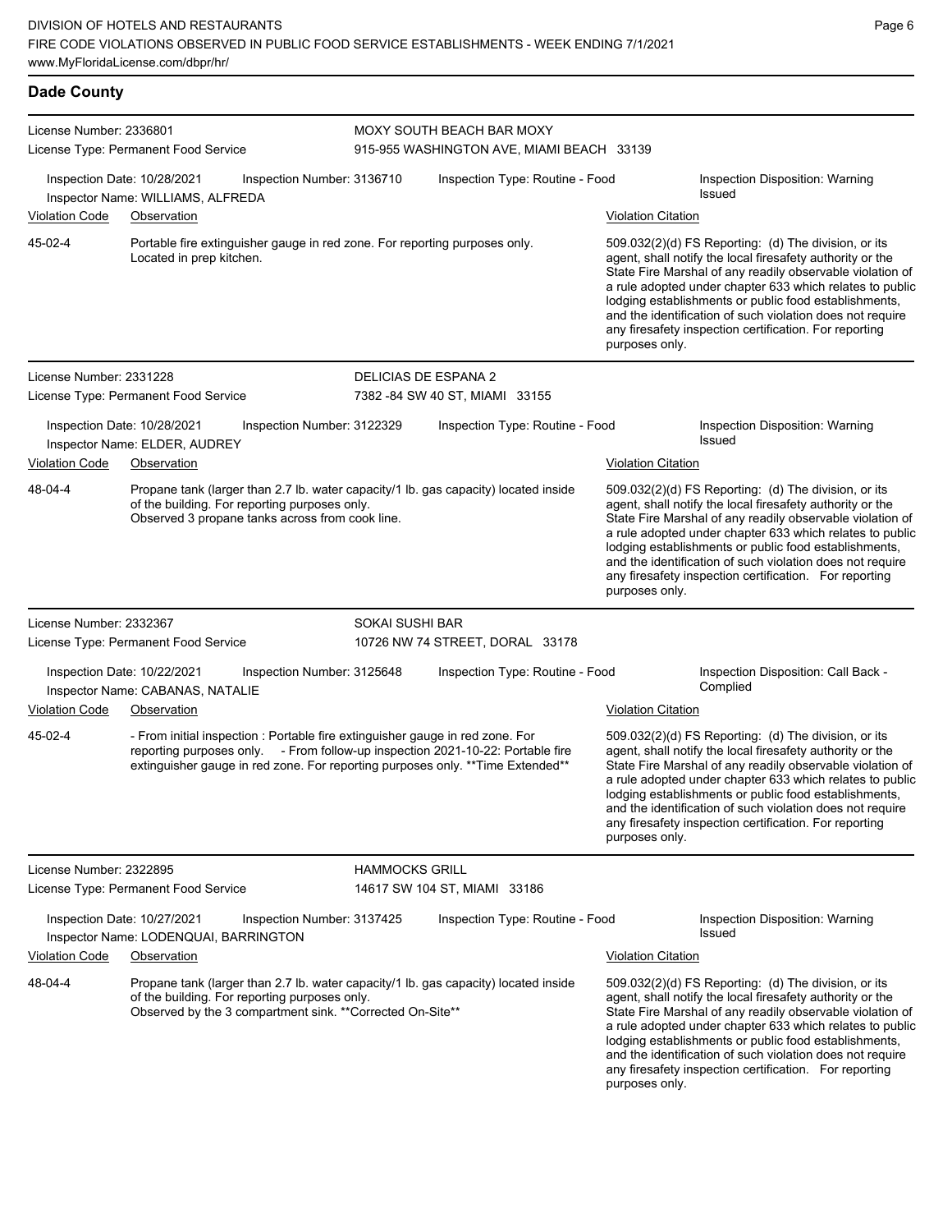## Dade County

**License Number:** 2336801
**License Type:** Permanent Food Service

**MOXY SOUTH BEACH BAR MOXY**
915-955 WASHINGTON AVE, MIAMI BEACH 33139

Inspection Date: 10/28/2021 | Inspection Number: 3136710 | Inspection Type: Routine - Food | Inspection Disposition: Warning Issued

Inspector Name: WILLIAMS, ALFREDA

| Violation Code | Observation | Violation Citation |
|---|---|---|
| 45-02-4 | Portable fire extinguisher gauge in red zone. For reporting purposes only. Located in prep kitchen. | 509.032(2)(d) FS Reporting: (d) The division, or its agent, shall notify the local firesafety authority or the State Fire Marshal of any readily observable violation of a rule adopted under chapter 633 which relates to public lodging establishments or public food establishments, and the identification of such violation does not require any firesafety inspection certification. For reporting purposes only. |

---

**License Number:** 2331228
**License Type:** Permanent Food Service

**DELICIAS DE ESPANA 2**
7382 -84 SW 40 ST, MIAMI 33155

Inspection Date: 10/28/2021 | Inspection Number: 3122329 | Inspection Type: Routine - Food | Inspection Disposition: Warning Issued

Inspector Name: ELDER, AUDREY

| Violation Code | Observation | Violation Citation |
|---|---|---|
| 48-04-4 | Propane tank (larger than 2.7 lb. water capacity/1 lb. gas capacity) located inside of the building. For reporting purposes only. Observed 3 propane tanks across from cook line. | 509.032(2)(d) FS Reporting: (d) The division, or its agent, shall notify the local firesafety authority or the State Fire Marshal of any readily observable violation of a rule adopted under chapter 633 which relates to public lodging establishments or public food establishments, and the identification of such violation does not require any firesafety inspection certification. For reporting purposes only. |

---

**License Number:** 2332367
**License Type:** Permanent Food Service

**SOKAI SUSHI BAR**
10726 NW 74 STREET, DORAL 33178

Inspection Date: 10/22/2021 | Inspection Number: 3125648 | Inspection Type: Routine - Food | Inspection Disposition: Call Back - Complied

Inspector Name: CABANAS, NATALIE

| Violation Code | Observation | Violation Citation |
|---|---|---|
| 45-02-4 | - From initial inspection : Portable fire extinguisher gauge in red zone. For reporting purposes only. - From follow-up inspection 2021-10-22: Portable fire extinguisher gauge in red zone. For reporting purposes only. **Time Extended** | 509.032(2)(d) FS Reporting: (d) The division, or its agent, shall notify the local firesafety authority or the State Fire Marshal of any readily observable violation of a rule adopted under chapter 633 which relates to public lodging establishments or public food establishments, and the identification of such violation does not require any firesafety inspection certification. For reporting purposes only. |

---

**License Number:** 2322895
**License Type:** Permanent Food Service

**HAMMOCKS GRILL**
14617 SW 104 ST, MIAMI 33186

Inspection Date: 10/27/2021 | Inspection Number: 3137425 | Inspection Type: Routine - Food | Inspection Disposition: Warning Issued

Inspector Name: LODENQUAI, BARRINGTON

| Violation Code | Observation | Violation Citation |
|---|---|---|
| 48-04-4 | Propane tank (larger than 2.7 lb. water capacity/1 lb. gas capacity) located inside of the building. For reporting purposes only. Observed by the 3 compartment sink. **Corrected On-Site** | 509.032(2)(d) FS Reporting: (d) The division, or its agent, shall notify the local firesafety authority or the State Fire Marshal of any readily observable violation of a rule adopted under chapter 633 which relates to public lodging establishments or public food establishments, and the identification of such violation does not require any firesafety inspection certification. For reporting purposes only. |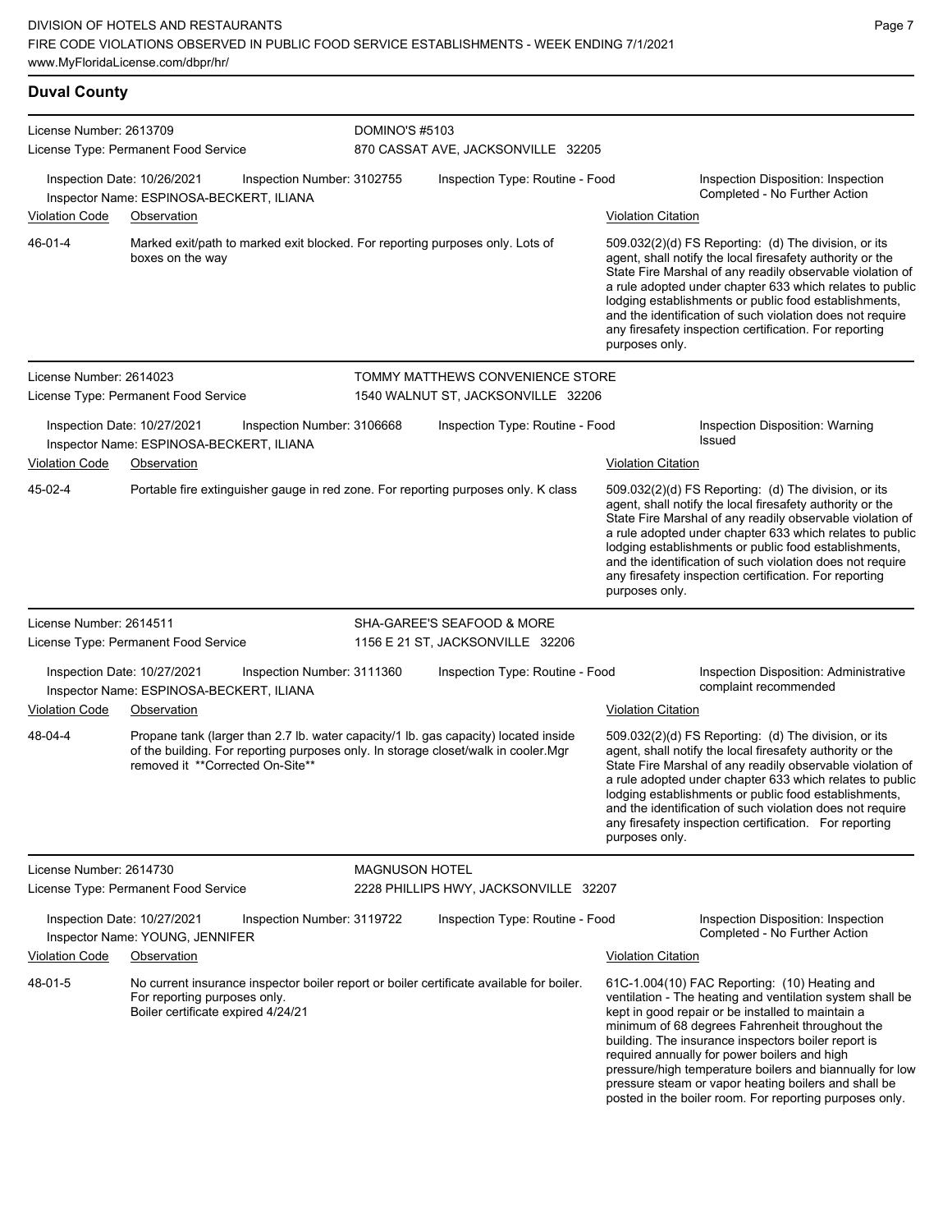## Duval County

**License Number:** 2613709
**License Type:** Permanent Food Service
**DOMINO'S #5103**
870 CASSAT AVE, JACKSONVILLE 32205

**Inspection Date:** 10/26/2021 | **Inspection Number:** 3102755 | **Inspection Type:** Routine - Food | **Inspection Disposition:** Inspection Completed - No Further Action
**Inspector Name:** ESPINOSA-BECKERT, ILIANA

| Violation Code | Observation | Violation Citation |
|---|---|---|
| 46-01-4 | Marked exit/path to marked exit blocked. For reporting purposes only. Lots of boxes on the way | 509.032(2)(d) FS Reporting: (d) The division, or its agent, shall notify the local firesafety authority or the State Fire Marshal of any readily observable violation of a rule adopted under chapter 633 which relates to public lodging establishments or public food establishments, and the identification of such violation does not require any firesafety inspection certification. For reporting purposes only. |

---

**License Number:** 2614023
**License Type:** Permanent Food Service
**TOMMY MATTHEWS CONVENIENCE STORE**
1540 WALNUT ST, JACKSONVILLE 32206

**Inspection Date:** 10/27/2021 | **Inspection Number:** 3106668 | **Inspection Type:** Routine - Food | **Inspection Disposition:** Warning Issued
**Inspector Name:** ESPINOSA-BECKERT, ILIANA

| Violation Code | Observation | Violation Citation |
|---|---|---|
| 45-02-4 | Portable fire extinguisher gauge in red zone. For reporting purposes only. K class | 509.032(2)(d) FS Reporting: (d) The division, or its agent, shall notify the local firesafety authority or the State Fire Marshal of any readily observable violation of a rule adopted under chapter 633 which relates to public lodging establishments or public food establishments, and the identification of such violation does not require any firesafety inspection certification. For reporting purposes only. |

---

**License Number:** 2614511
**License Type:** Permanent Food Service
**SHA-GAREE'S SEAFOOD & MORE**
1156 E 21 ST, JACKSONVILLE 32206

**Inspection Date:** 10/27/2021 | **Inspection Number:** 3111360 | **Inspection Type:** Routine - Food | **Inspection Disposition:** Administrative complaint recommended
**Inspector Name:** ESPINOSA-BECKERT, ILIANA

| Violation Code | Observation | Violation Citation |
|---|---|---|
| 48-04-4 | Propane tank (larger than 2.7 lb. water capacity/1 lb. gas capacity) located inside of the building. For reporting purposes only. In storage closet/walk in cooler.Mgr removed it **Corrected On-Site** | 509.032(2)(d) FS Reporting: (d) The division, or its agent, shall notify the local firesafety authority or the State Fire Marshal of any readily observable violation of a rule adopted under chapter 633 which relates to public lodging establishments or public food establishments, and the identification of such violation does not require any firesafety inspection certification. For reporting purposes only. |

---

**License Number:** 2614730
**License Type:** Permanent Food Service
**MAGNUSON HOTEL**
2228 PHILLIPS HWY, JACKSONVILLE 32207

**Inspection Date:** 10/27/2021 | **Inspection Number:** 3119722 | **Inspection Type:** Routine - Food | **Inspection Disposition:** Inspection Completed - No Further Action
**Inspector Name:** YOUNG, JENNIFER

| Violation Code | Observation | Violation Citation |
|---|---|---|
| 48-01-5 | No current insurance inspector boiler report or boiler certificate available for boiler. For reporting purposes only. Boiler certificate expired 4/24/21 | 61C-1.004(10) FAC Reporting: (10) Heating and ventilation - The heating and ventilation system shall be kept in good repair or be installed to maintain a minimum of 68 degrees Fahrenheit throughout the building. The insurance inspectors boiler report is required annually for power boilers and high pressure/high temperature boilers and biannually for low pressure steam or vapor heating boilers and shall be posted in the boiler room. For reporting purposes only. |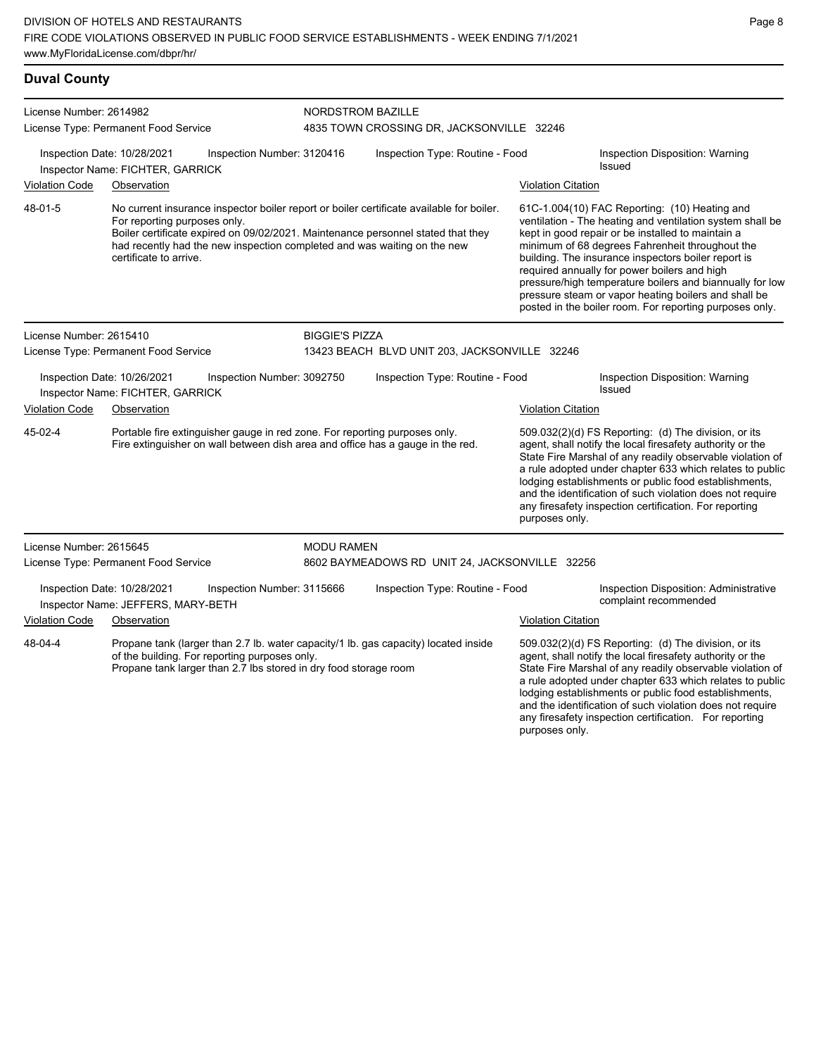## Duval County

**License Number:** 2614982
**License Type:** Permanent Food Service

**NORDSTROM BAZILLE**
4835 TOWN CROSSING DR, JACKSONVILLE 32246

**Inspection Date:** 10/28/2021
**Inspection Number:** 3120416
**Inspection Type:** Routine - Food
**Inspection Disposition:** Warning Issued
**Inspector Name:** FICHTER, GARRICK

| Violation Code | Observation | Violation Citation |
| --- | --- | --- |
| 48-01-5 | No current insurance inspector boiler report or boiler certificate available for boiler. For reporting purposes only. Boiler certificate expired on 09/02/2021. Maintenance personnel stated that they had recently had the new inspection completed and was waiting on the new certificate to arrive. | 61C-1.004(10) FAC Reporting: (10) Heating and ventilation - The heating and ventilation system shall be kept in good repair or be installed to maintain a minimum of 68 degrees Fahrenheit throughout the building. The insurance inspectors boiler report is required annually for power boilers and high pressure/high temperature boilers and biannually for low pressure steam or vapor heating boilers and shall be posted in the boiler room. For reporting purposes only. |

**License Number:** 2615410
**License Type:** Permanent Food Service

**BIGGIE'S PIZZA**
13423 BEACH BLVD UNIT 203, JACKSONVILLE 32246

**Inspection Date:** 10/26/2021
**Inspection Number:** 3092750
**Inspection Type:** Routine - Food
**Inspection Disposition:** Warning Issued
**Inspector Name:** FICHTER, GARRICK

| Violation Code | Observation | Violation Citation |
| --- | --- | --- |
| 45-02-4 | Portable fire extinguisher gauge in red zone. For reporting purposes only. Fire extinguisher on wall between dish area and office has a gauge in the red. | 509.032(2)(d) FS Reporting: (d) The division, or its agent, shall notify the local firesafety authority or the State Fire Marshal of any readily observable violation of a rule adopted under chapter 633 which relates to public lodging establishments or public food establishments, and the identification of such violation does not require any firesafety inspection certification. For reporting purposes only. |

**License Number:** 2615645
**License Type:** Permanent Food Service

**MODU RAMEN**
8602 BAYMEADOWS RD UNIT 24, JACKSONVILLE 32256

**Inspection Date:** 10/28/2021
**Inspection Number:** 3115666
**Inspection Type:** Routine - Food
**Inspection Disposition:** Administrative complaint recommended
**Inspector Name:** JEFFERS, MARY-BETH

| Violation Code | Observation | Violation Citation |
| --- | --- | --- |
| 48-04-4 | Propane tank (larger than 2.7 lb. water capacity/1 lb. gas capacity) located inside of the building. For reporting purposes only. Propane tank larger than 2.7 lbs stored in dry food storage room | 509.032(2)(d) FS Reporting: (d) The division, or its agent, shall notify the local firesafety authority or the State Fire Marshal of any readily observable violation of a rule adopted under chapter 633 which relates to public lodging establishments or public food establishments, and the identification of such violation does not require any firesafety inspection certification. For reporting purposes only. |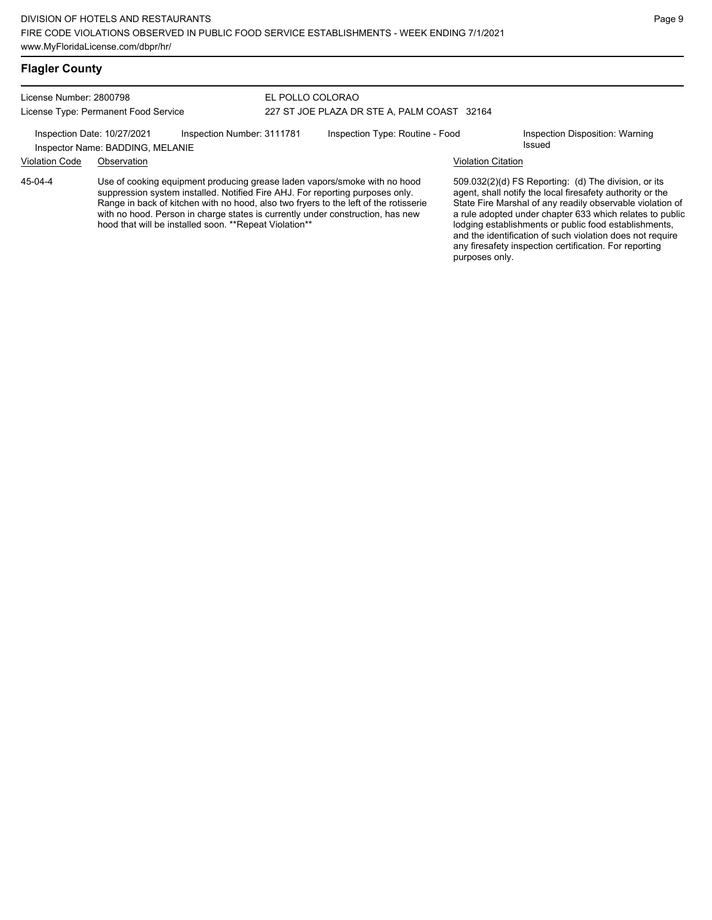## Flagler County

License Number: 2800798
License Type: Permanent Food Service

EL POLLO COLORAO
227 ST JOE PLAZA DR STE A, PALM COAST 32164

Inspection Date: 10/27/2021 | Inspection Number: 3111781 | Inspection Type: Routine - Food | Inspection Disposition: Warning Issued

Inspector Name: BADDING, MELANIE

| Violation Code | Observation | Violation Citation |
|---|---|---|
| 45-04-4 | Use of cooking equipment producing grease laden vapors/smoke with no hood suppression system installed. Notified Fire AHJ. For reporting purposes only. Range in back of kitchen with no hood, also two fryers to the left of the rotisserie with no hood. Person in charge states is currently under construction, has new hood that will be installed soon. **Repeat Violation** | 509.032(2)(d) FS Reporting: (d) The division, or its agent, shall notify the local firesafety authority or the State Fire Marshal of any readily observable violation of a rule adopted under chapter 633 which relates to public lodging establishments or public food establishments, and the identification of such violation does not require any firesafety inspection certification. For reporting purposes only. |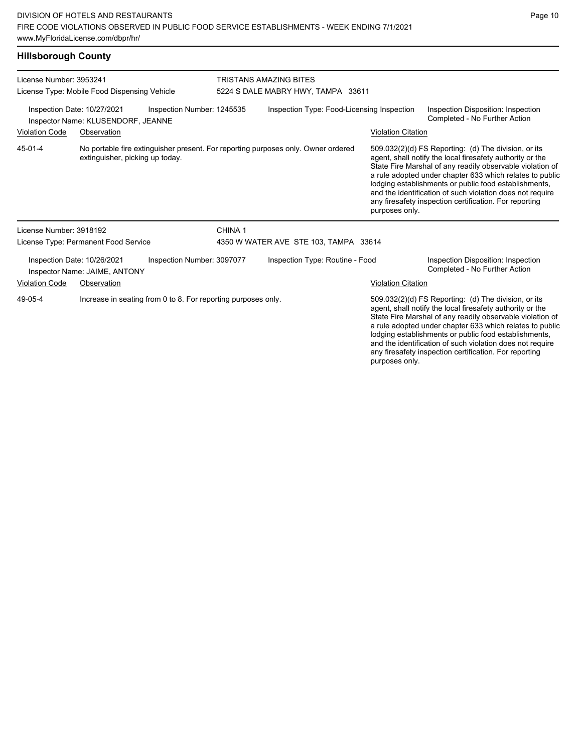## Hillsborough County

**License Number:** 3953241
**License Type:** Mobile Food Dispensing Vehicle

**TRISTANS AMAZING BITES**
5224 S DALE MABRY HWY, TAMPA 33611

Inspection Date: 10/27/2021 | Inspection Number: 1245535 | Inspection Type: Food-Licensing Inspection | Inspection Disposition: Inspection Completed - No Further Action

Inspector Name: KLUSENDORF, JEANNE

| Violation Code | Observation | Violation Citation |
|---|---|---|
| 45-01-4 | No portable fire extinguisher present. For reporting purposes only. Owner ordered extinguisher, picking up today. | 509.032(2)(d) FS Reporting: (d) The division, or its agent, shall notify the local firesafety authority or the State Fire Marshal of any readily observable violation of a rule adopted under chapter 633 which relates to public lodging establishments or public food establishments, and the identification of such violation does not require any firesafety inspection certification. For reporting purposes only. |

---

**License Number:** 3918192
**License Type:** Permanent Food Service

**CHINA 1**
4350 W WATER AVE STE 103, TAMPA 33614

Inspection Date: 10/26/2021 | Inspection Number: 3097077 | Inspection Type: Routine - Food | Inspection Disposition: Inspection Completed - No Further Action

Inspector Name: JAIME, ANTONY

| Violation Code | Observation | Violation Citation |
|---|---|---|
| 49-05-4 | Increase in seating from 0 to 8. For reporting purposes only. | 509.032(2)(d) FS Reporting: (d) The division, or its agent, shall notify the local firesafety authority or the State Fire Marshal of any readily observable violation of a rule adopted under chapter 633 which relates to public lodging establishments or public food establishments, and the identification of such violation does not require any firesafety inspection certification. For reporting purposes only. |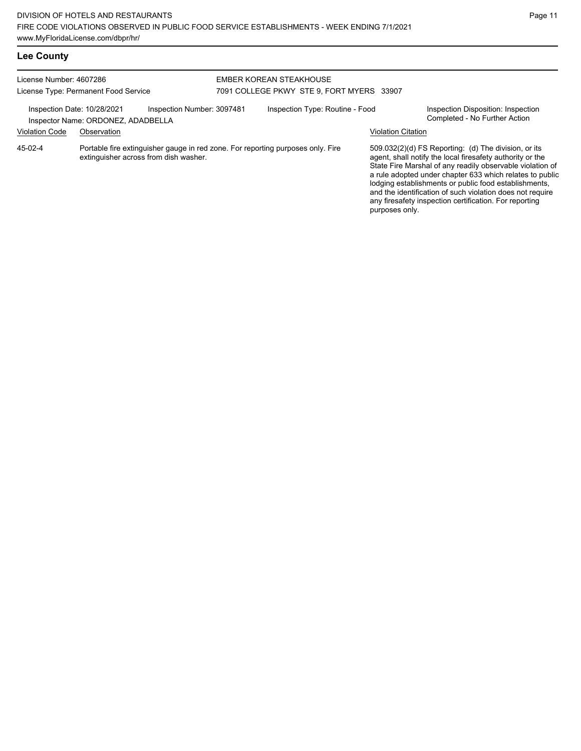## Lee County

License Number: 4607286
License Type: Permanent Food Service

EMBER KOREAN STEAKHOUSE
7091 COLLEGE PKWY STE 9, FORT MYERS 33907

Inspection Date: 10/28/2021
Inspection Number: 3097481
Inspection Type: Routine - Food
Inspection Disposition: Inspection Completed - No Further Action
Inspector Name: ORDONEZ, ADADBELLA

| Violation Code | Observation | Violation Citation |
|---|---|---|
| 45-02-4 | Portable fire extinguisher gauge in red zone. For reporting purposes only. Fire extinguisher across from dish washer. | 509.032(2)(d) FS Reporting: (d) The division, or its agent, shall notify the local firesafety authority or the State Fire Marshal of any readily observable violation of a rule adopted under chapter 633 which relates to public lodging establishments or public food establishments, and the identification of such violation does not require any firesafety inspection certification. For reporting purposes only. |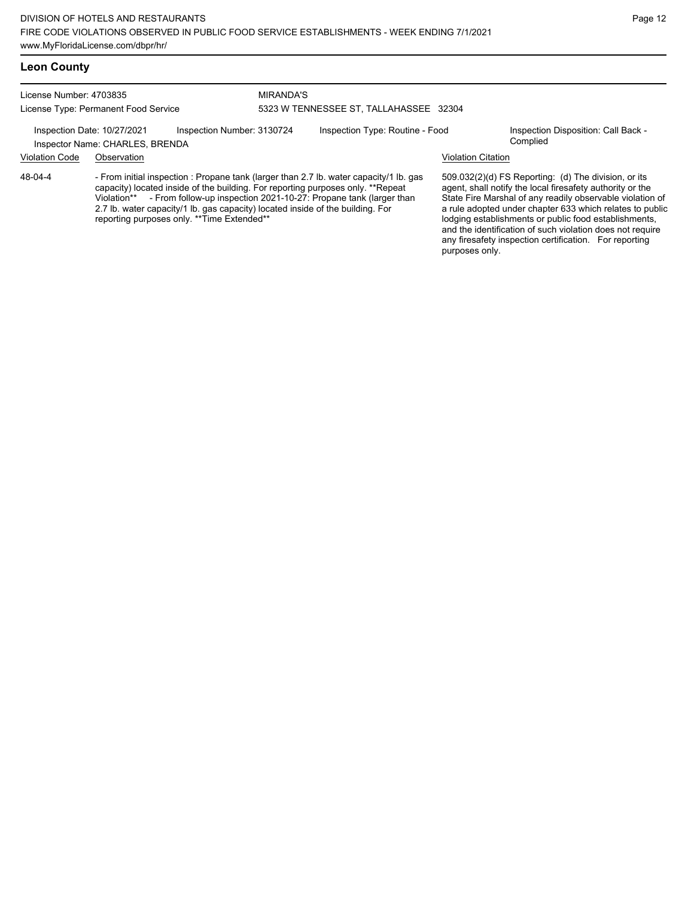## Leon County

License Number: 4703835
License Type: Permanent Food Service

MIRANDA'S
5323 W TENNESSEE ST, TALLAHASSEE 32304

Inspection Date: 10/27/2021
Inspector Name: CHARLES, BRENDA
Inspection Number: 3130724
Inspection Type: Routine - Food
Inspection Disposition: Call Back - Complied

| Violation Code | Observation | Violation Citation |
|---|---|---|
| 48-04-4 | - From initial inspection : Propane tank (larger than 2.7 lb. water capacity/1 lb. gas capacity) located inside of the building. For reporting purposes only. **Repeat Violation** - From follow-up inspection 2021-10-27: Propane tank (larger than 2.7 lb. water capacity/1 lb. gas capacity) located inside of the building. For reporting purposes only. **Time Extended** | 509.032(2)(d) FS Reporting: (d) The division, or its agent, shall notify the local firesafety authority or the State Fire Marshal of any readily observable violation of a rule adopted under chapter 633 which relates to public lodging establishments or public food establishments, and the identification of such violation does not require any firesafety inspection certification. For reporting purposes only. |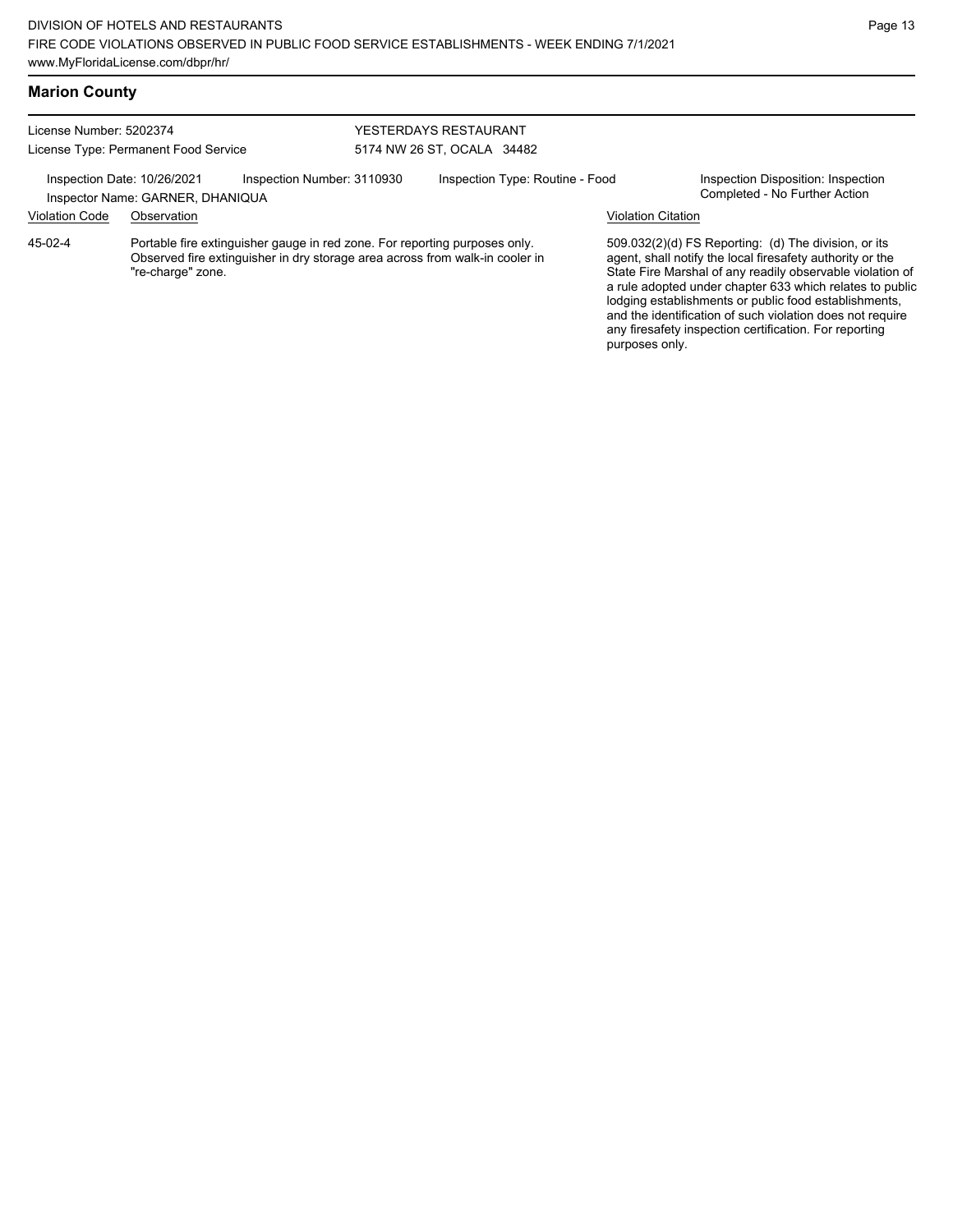## Marion County

License Number: 5202374
License Type: Permanent Food Service

YESTERDAYS RESTAURANT
5174 NW 26 ST, OCALA 34482

Inspection Date: 10/26/2021 | Inspection Number: 3110930 | Inspection Type: Routine - Food | Inspection Disposition: Inspection Completed - No Further Action

Inspector Name: GARNER, DHANIQUA

| Violation Code | Observation | Violation Citation |
| --- | --- | --- |
| 45-02-4 | Portable fire extinguisher gauge in red zone. For reporting purposes only. Observed fire extinguisher in dry storage area across from walk-in cooler in "re-charge" zone. | 509.032(2)(d) FS Reporting: (d) The division, or its agent, shall notify the local firesafety authority or the State Fire Marshal of any readily observable violation of a rule adopted under chapter 633 which relates to public lodging establishments or public food establishments, and the identification of such violation does not require any firesafety inspection certification. For reporting purposes only. |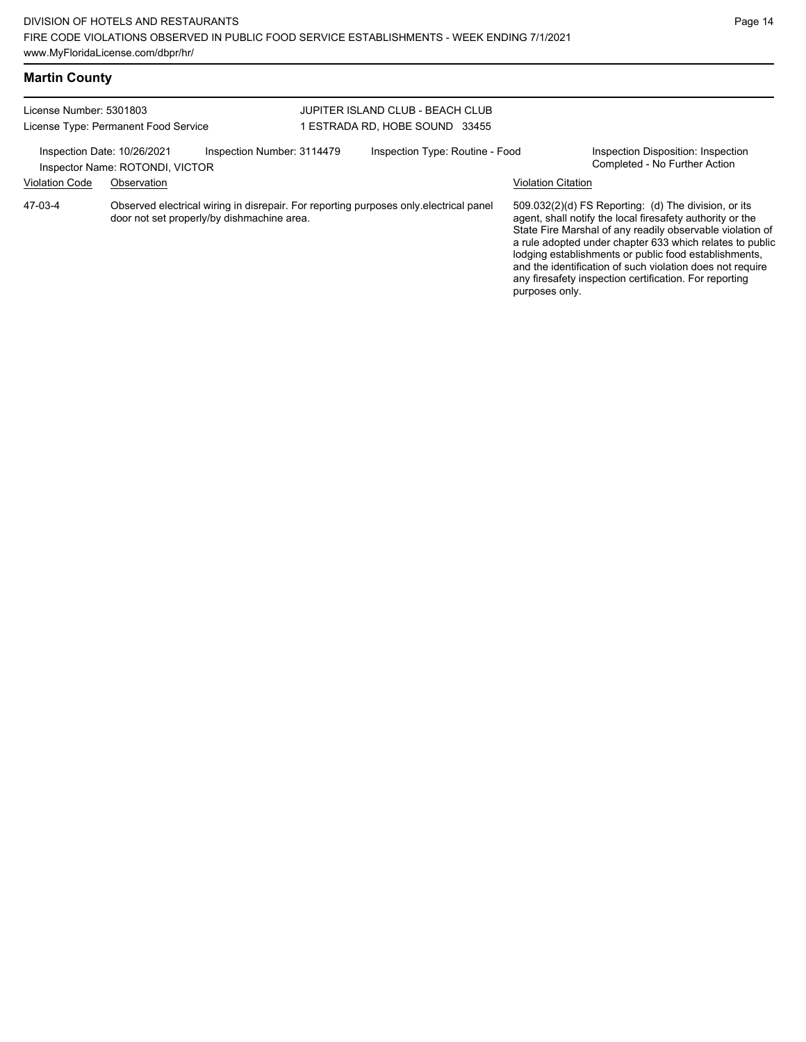## Martin County

License Number: 5301803
License Type: Permanent Food Service

JUPITER ISLAND CLUB - BEACH CLUB
1 ESTRADA RD, HOBE SOUND 33455

Inspection Date: 10/26/2021 | Inspection Number: 3114479 | Inspection Type: Routine - Food | Inspection Disposition: Inspection Completed - No Further Action

Inspector Name: ROTONDI, VICTOR

| Violation Code | Observation | Violation Citation |
|---|---|---|
| 47-03-4 | Observed electrical wiring in disrepair. For reporting purposes only.electrical panel door not set properly/by dishmachine area. | 509.032(2)(d) FS Reporting: (d) The division, or its agent, shall notify the local firesafety authority or the State Fire Marshal of any readily observable violation of a rule adopted under chapter 633 which relates to public lodging establishments or public food establishments, and the identification of such violation does not require any firesafety inspection certification. For reporting purposes only. |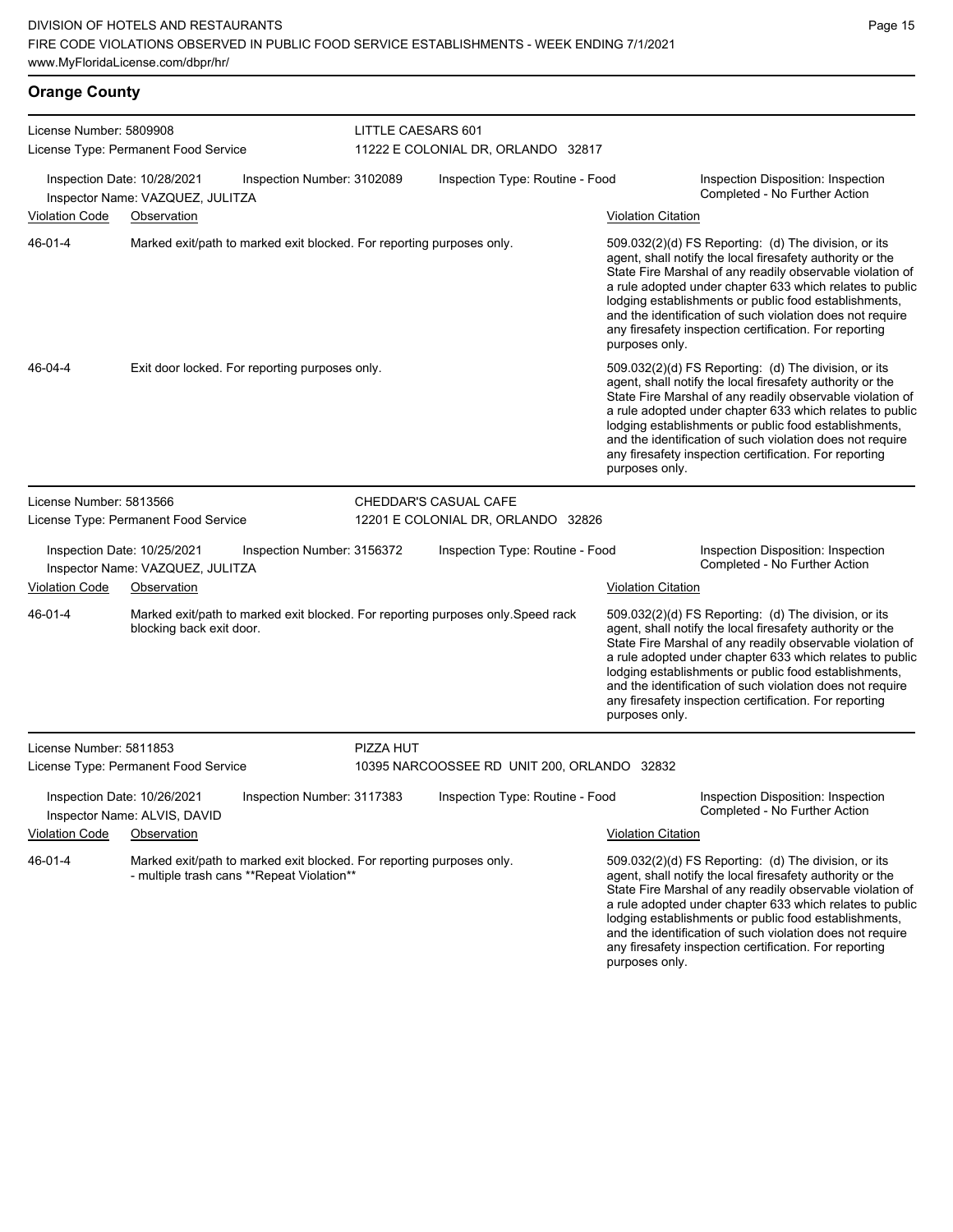## Orange County

**License Number:** 5809908
**License Type:** Permanent Food Service

**LITTLE CAESARS 601**
11222 E COLONIAL DR, ORLANDO 32817

**Inspection Date:** 10/28/2021
**Inspection Number:** 3102089
**Inspection Type:** Routine - Food
**Inspection Disposition:** Inspection Completed - No Further Action
**Inspector Name:** VAZQUEZ, JULITZA

| Violation Code | Observation | Violation Citation |
|---|---|---|
| 46-01-4 | Marked exit/path to marked exit blocked. For reporting purposes only. | 509.032(2)(d) FS Reporting: (d) The division, or its agent, shall notify the local firesafety authority or the State Fire Marshal of any readily observable violation of a rule adopted under chapter 633 which relates to public lodging establishments or public food establishments, and the identification of such violation does not require any firesafety inspection certification. For reporting purposes only. |
| 46-04-4 | Exit door locked. For reporting purposes only. | 509.032(2)(d) FS Reporting: (d) The division, or its agent, shall notify the local firesafety authority or the State Fire Marshal of any readily observable violation of a rule adopted under chapter 633 which relates to public lodging establishments or public food establishments, and the identification of such violation does not require any firesafety inspection certification. For reporting purposes only. |

---

**License Number:** 5813566
**License Type:** Permanent Food Service

**CHEDDAR'S CASUAL CAFE**
12201 E COLONIAL DR, ORLANDO 32826

**Inspection Date:** 10/25/2021
**Inspection Number:** 3156372
**Inspection Type:** Routine - Food
**Inspection Disposition:** Inspection Completed - No Further Action
**Inspector Name:** VAZQUEZ, JULITZA

| Violation Code | Observation | Violation Citation |
|---|---|---|
| 46-01-4 | Marked exit/path to marked exit blocked. For reporting purposes only.Speed rack blocking back exit door. | 509.032(2)(d) FS Reporting: (d) The division, or its agent, shall notify the local firesafety authority or the State Fire Marshal of any readily observable violation of a rule adopted under chapter 633 which relates to public lodging establishments or public food establishments, and the identification of such violation does not require any firesafety inspection certification. For reporting purposes only. |

---

**License Number:** 5811853
**License Type:** Permanent Food Service

**PIZZA HUT**
10395 NARCOOSSEE RD UNIT 200, ORLANDO 32832

**Inspection Date:** 10/26/2021
**Inspection Number:** 3117383
**Inspection Type:** Routine - Food
**Inspection Disposition:** Inspection Completed - No Further Action
**Inspector Name:** ALVIS, DAVID

| Violation Code | Observation | Violation Citation |
|---|---|---|
| 46-01-4 | Marked exit/path to marked exit blocked. For reporting purposes only. - multiple trash cans **Repeat Violation** | 509.032(2)(d) FS Reporting: (d) The division, or its agent, shall notify the local firesafety authority or the State Fire Marshal of any readily observable violation of a rule adopted under chapter 633 which relates to public lodging establishments or public food establishments, and the identification of such violation does not require any firesafety inspection certification. For reporting purposes only. |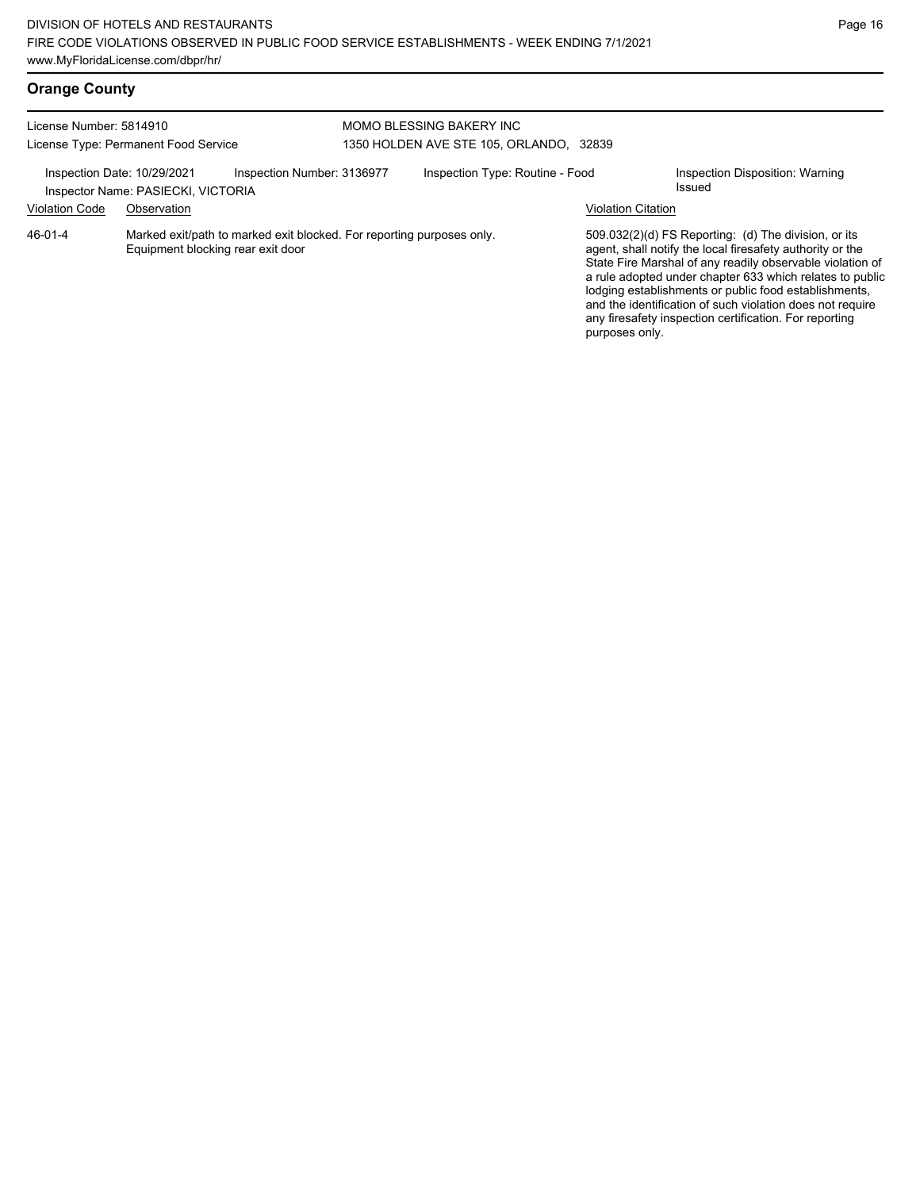## Orange County

License Number: 5814910
License Type: Permanent Food Service

MOMO BLESSING BAKERY INC
1350 HOLDEN AVE STE 105, ORLANDO, 32839

Inspection Date: 10/29/2021
Inspection Number: 3136977
Inspection Type: Routine - Food
Inspection Disposition: Warning Issued
Inspector Name: PASIECKI, VICTORIA

| Violation Code | Observation | Violation Citation |
| --- | --- | --- |
| 46-01-4 | Marked exit/path to marked exit blocked. For reporting purposes only. Equipment blocking rear exit door | 509.032(2)(d) FS Reporting: (d) The division, or its agent, shall notify the local firesafety authority or the State Fire Marshal of any readily observable violation of a rule adopted under chapter 633 which relates to public lodging establishments or public food establishments, and the identification of such violation does not require any firesafety inspection certification. For reporting purposes only. |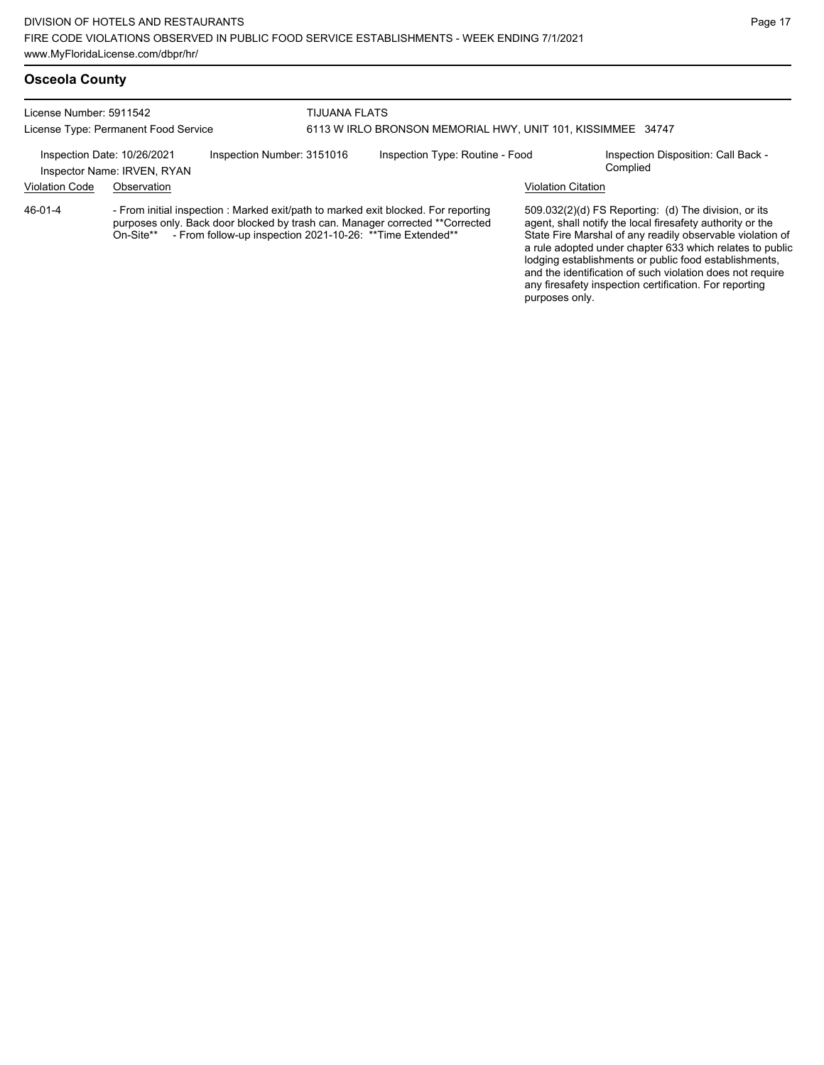## Osceola County

License Number: 5911542
License Type: Permanent Food Service

TIJUANA FLATS
6113 W IRLO BRONSON MEMORIAL HWY, UNIT 101, KISSIMMEE 34747

Inspection Date: 10/26/2021
Inspector Name: IRVEN, RYAN
Inspection Number: 3151016
Inspection Type: Routine - Food
Inspection Disposition: Call Back - Complied

| Violation Code | Observation | Violation Citation |
| --- | --- | --- |
| 46-01-4 | - From initial inspection : Marked exit/path to marked exit blocked. For reporting purposes only. Back door blocked by trash can. Manager corrected **Corrected On-Site** - From follow-up inspection 2021-10-26: **Time Extended** | 509.032(2)(d) FS Reporting: (d) The division, or its agent, shall notify the local firesafety authority or the State Fire Marshal of any readily observable violation of a rule adopted under chapter 633 which relates to public lodging establishments or public food establishments, and the identification of such violation does not require any firesafety inspection certification. For reporting purposes only. |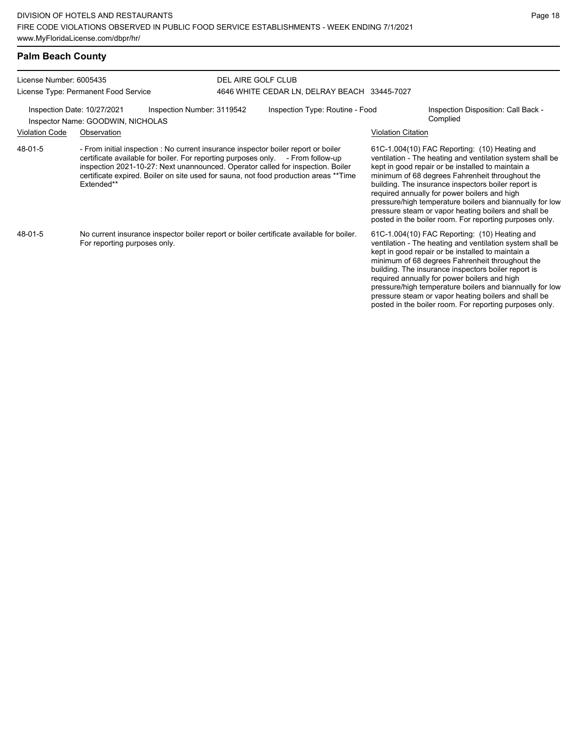## Palm Beach County

License Number: 6005435
License Type: Permanent Food Service

DEL AIRE GOLF CLUB
4646 WHITE CEDAR LN, DELRAY BEACH 33445-7027

Inspection Date: 10/27/2021 | Inspection Number: 3119542 | Inspection Type: Routine - Food | Inspection Disposition: Call Back - Complied

Inspector Name: GOODWIN, NICHOLAS

| Violation Code | Observation | Violation Citation |
|---|---|---|
| 48-01-5 | - From initial inspection : No current insurance inspector boiler report or boiler certificate available for boiler. For reporting purposes only. - From follow-up inspection 2021-10-27: Next unannounced. Operator called for inspection. Boiler certificate expired. Boiler on site used for sauna, not food production areas **Time Extended** | 61C-1.004(10) FAC Reporting: (10) Heating and ventilation - The heating and ventilation system shall be kept in good repair or be installed to maintain a minimum of 68 degrees Fahrenheit throughout the building. The insurance inspectors boiler report is required annually for power boilers and high pressure/high temperature boilers and biannually for low pressure steam or vapor heating boilers and shall be posted in the boiler room. For reporting purposes only. |
| 48-01-5 | No current insurance inspector boiler report or boiler certificate available for boiler. For reporting purposes only. | 61C-1.004(10) FAC Reporting: (10) Heating and ventilation - The heating and ventilation system shall be kept in good repair or be installed to maintain a minimum of 68 degrees Fahrenheit throughout the building. The insurance inspectors boiler report is required annually for power boilers and high pressure/high temperature boilers and biannually for low pressure steam or vapor heating boilers and shall be posted in the boiler room. For reporting purposes only. |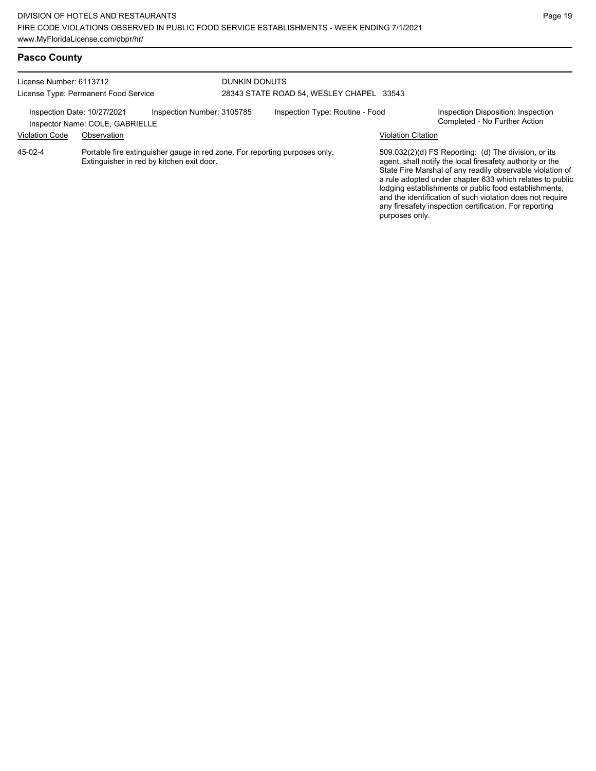## Pasco County

License Number: 6113712
License Type: Permanent Food Service

DUNKIN DONUTS
28343 STATE ROAD 54, WESLEY CHAPEL 33543

Inspection Date: 10/27/2021
Inspector Name: COLE, GABRIELLE
Inspection Number: 3105785
Inspection Type: Routine - Food
Inspection Disposition: Inspection Completed - No Further Action

| Violation Code | Observation | Violation Citation |
| --- | --- | --- |
| 45-02-4 | Portable fire extinguisher gauge in red zone. For reporting purposes only. Extinguisher in red by kitchen exit door. | 509.032(2)(d) FS Reporting: (d) The division, or its agent, shall notify the local firesafety authority or the State Fire Marshal of any readily observable violation of a rule adopted under chapter 633 which relates to public lodging establishments or public food establishments, and the identification of such violation does not require any firesafety inspection certification. For reporting purposes only. |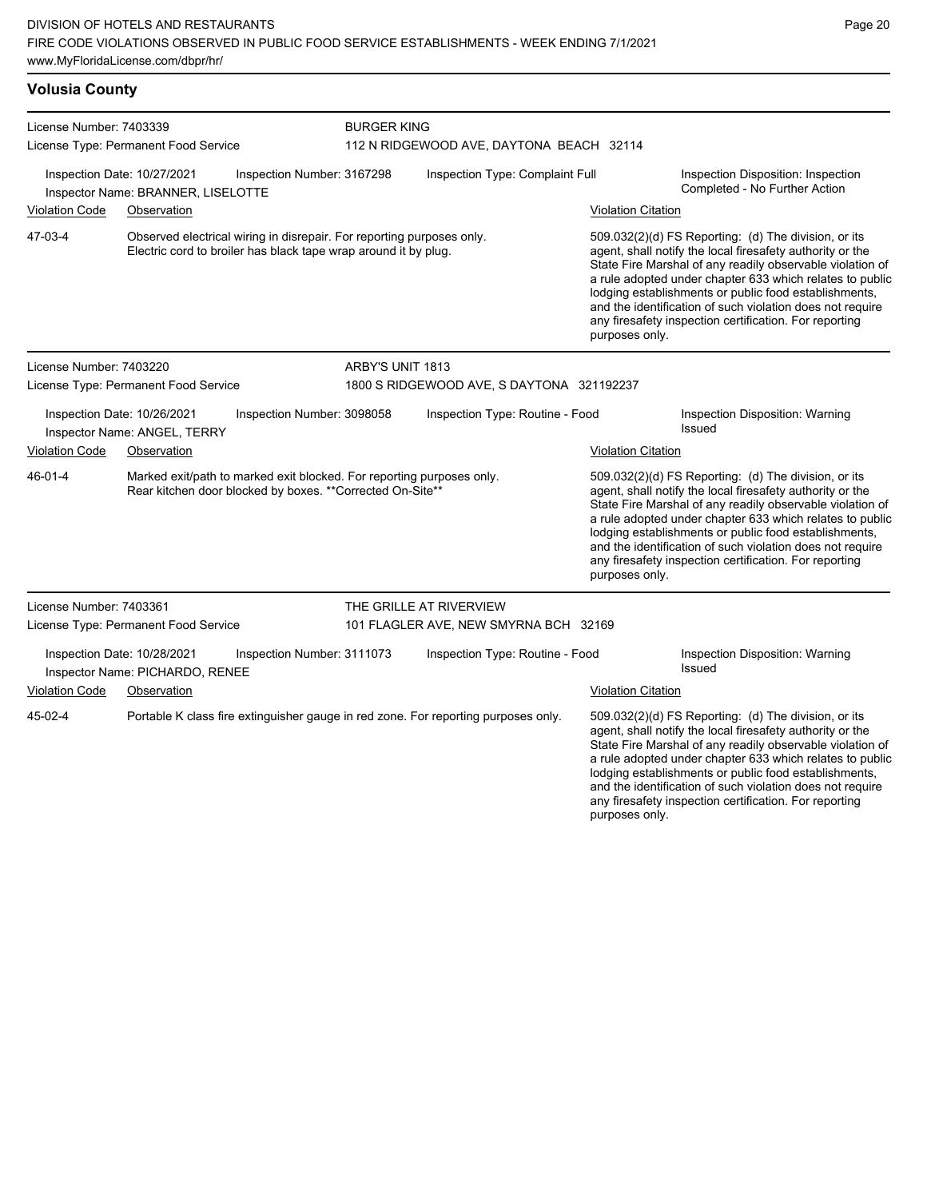## Volusia County

**License Number:** 7403339
**License Type:** Permanent Food Service
**BURGER KING**
112 N RIDGEWOOD AVE, DAYTONA BEACH 32114

Inspection Date: 10/27/2021 | Inspection Number: 3167298 | Inspection Type: Complaint Full | Inspection Disposition: Inspection Completed - No Further Action
Inspector Name: BRANNER, LISELOTTE

| Violation Code | Observation | Violation Citation |
|---|---|---|
| 47-03-4 | Observed electrical wiring in disrepair. For reporting purposes only. Electric cord to broiler has black tape wrap around it by plug. | 509.032(2)(d) FS Reporting: (d) The division, or its agent, shall notify the local firesafety authority or the State Fire Marshal of any readily observable violation of a rule adopted under chapter 633 which relates to public lodging establishments or public food establishments, and the identification of such violation does not require any firesafety inspection certification. For reporting purposes only. |

**License Number:** 7403220
**License Type:** Permanent Food Service
**ARBY'S UNIT 1813**
1800 S RIDGEWOOD AVE, S DAYTONA 321192237

Inspection Date: 10/26/2021 | Inspection Number: 3098058 | Inspection Type: Routine - Food | Inspection Disposition: Warning Issued
Inspector Name: ANGEL, TERRY

| Violation Code | Observation | Violation Citation |
|---|---|---|
| 46-01-4 | Marked exit/path to marked exit blocked. For reporting purposes only. Rear kitchen door blocked by boxes. **Corrected On-Site** | 509.032(2)(d) FS Reporting: (d) The division, or its agent, shall notify the local firesafety authority or the State Fire Marshal of any readily observable violation of a rule adopted under chapter 633 which relates to public lodging establishments or public food establishments, and the identification of such violation does not require any firesafety inspection certification. For reporting purposes only. |

**License Number:** 7403361
**License Type:** Permanent Food Service
**THE GRILLE AT RIVERVIEW**
101 FLAGLER AVE, NEW SMYRNA BCH 32169

Inspection Date: 10/28/2021 | Inspection Number: 3111073 | Inspection Type: Routine - Food | Inspection Disposition: Warning Issued
Inspector Name: PICHARDO, RENEE

| Violation Code | Observation | Violation Citation |
|---|---|---|
| 45-02-4 | Portable K class fire extinguisher gauge in red zone. For reporting purposes only. | 509.032(2)(d) FS Reporting: (d) The division, or its agent, shall notify the local firesafety authority or the State Fire Marshal of any readily observable violation of a rule adopted under chapter 633 which relates to public lodging establishments or public food establishments, and the identification of such violation does not require any firesafety inspection certification. For reporting purposes only. |